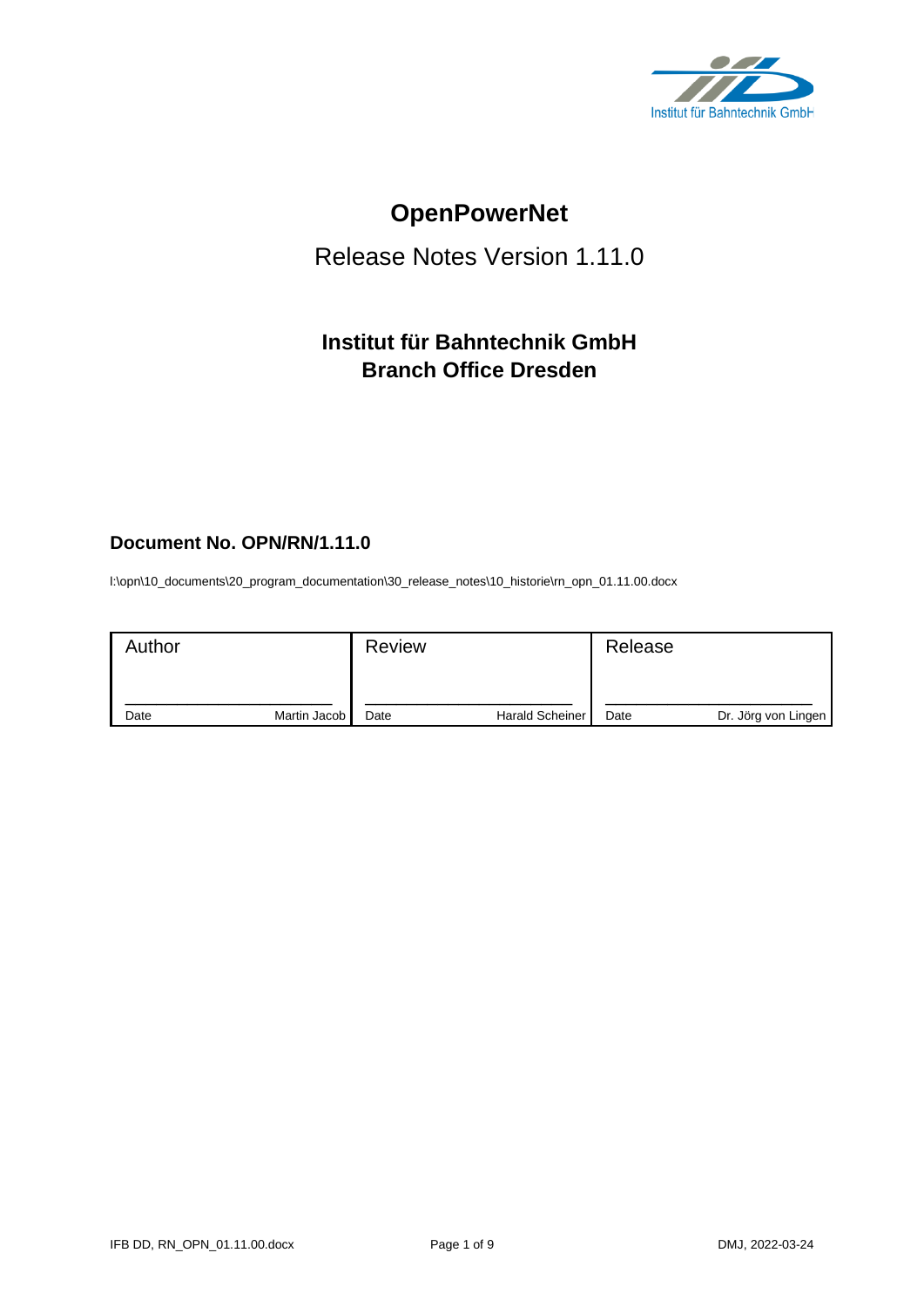# OpenPowerNet

Release Notes Version 1.11.0

**Institut für Bahntechnik GmbH**
**Branch Office Dresden**

**Document No. OPN/RN/1.11.0**

I:\opn\10_documents\20_program_documentation\30_release_notes\10_historie\rn_opn_01.11.00.docx

| Author | | Review | | Release | |
|---|---|---|---|---|---|
| Date | Martin Jacob | Date | Harald Scheiner | Date | Dr. Jörg von Lingen |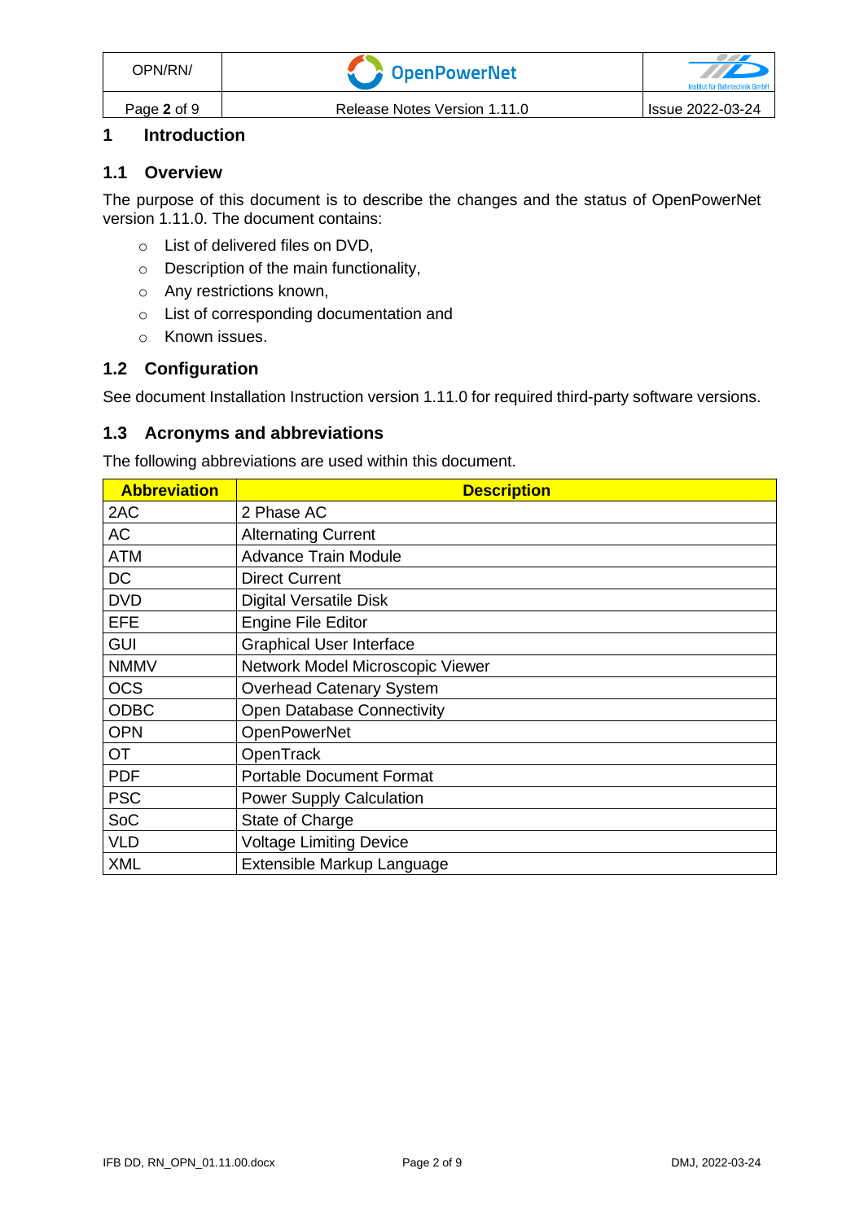# 1 Introduction

## 1.1 Overview

The purpose of this document is to describe the changes and the status of OpenPowerNet version 1.11.0. The document contains:

- List of delivered files on DVD,
- Description of the main functionality,
- Any restrictions known,
- List of corresponding documentation and
- Known issues.

## 1.2 Configuration

See document Installation Instruction version 1.11.0 for required third-party software versions.

## 1.3 Acronyms and abbreviations

The following abbreviations are used within this document.

| Abbreviation | Description |
|---|---|
| 2AC | 2 Phase AC |
| AC | Alternating Current |
| ATM | Advance Train Module |
| DC | Direct Current |
| DVD | Digital Versatile Disk |
| EFE | Engine File Editor |
| GUI | Graphical User Interface |
| NMMV | Network Model Microscopic Viewer |
| OCS | Overhead Catenary System |
| ODBC | Open Database Connectivity |
| OPN | OpenPowerNet |
| OT | OpenTrack |
| PDF | Portable Document Format |
| PSC | Power Supply Calculation |
| SoC | State of Charge |
| VLD | Voltage Limiting Device |
| XML | Extensible Markup Language |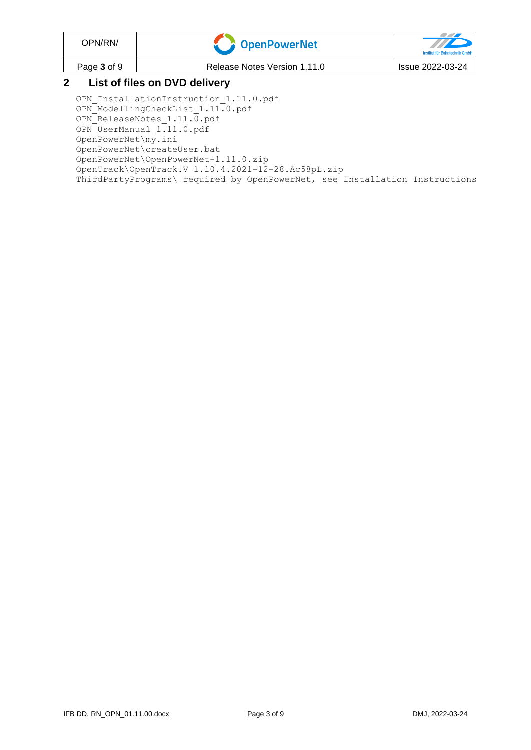## 2 List of files on DVD delivery

```
OPN_InstallationInstruction_1.11.0.pdf
OPN_ModellingCheckList_1.11.0.pdf
OPN_ReleaseNotes_1.11.0.pdf
OPN_UserManual_1.11.0.pdf
OpenPowerNet\my.ini
OpenPowerNet\createUser.bat
OpenPowerNet\OpenPowerNet-1.11.0.zip
OpenTrack\OpenTrack.V_1.10.4.2021-12-28.Ac58pL.zip
ThirdPartyPrograms\ required by OpenPowerNet, see Installation Instructions
```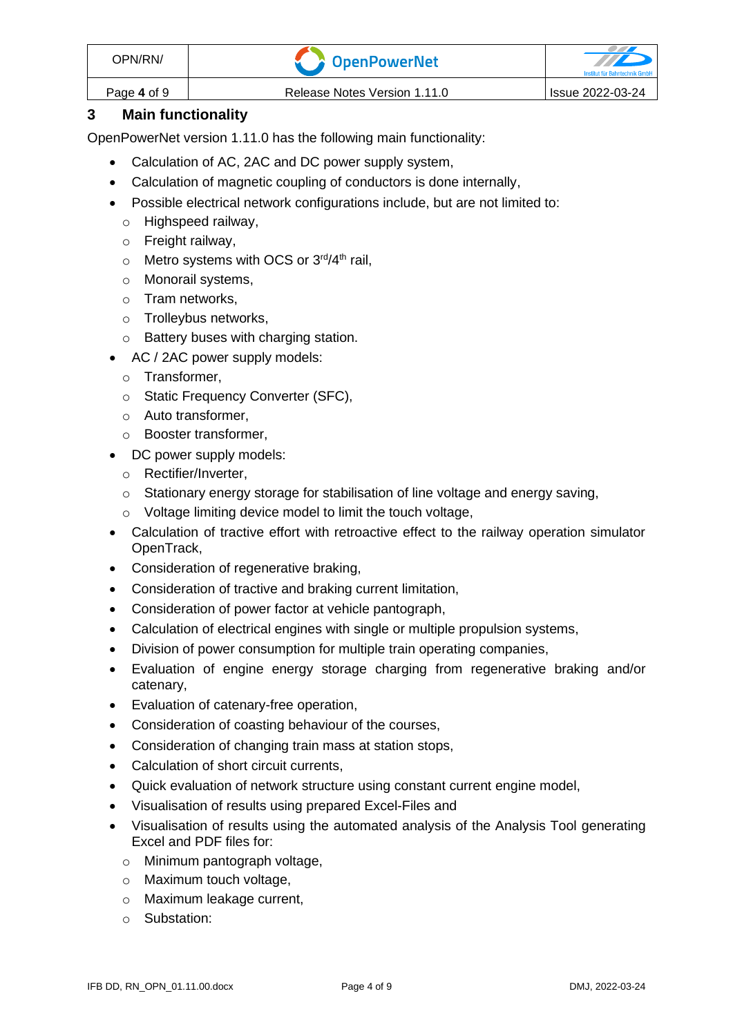## 3 Main functionality

OpenPowerNet version 1.11.0 has the following main functionality:

- Calculation of AC, 2AC and DC power supply system,
- Calculation of magnetic coupling of conductors is done internally,
- Possible electrical network configurations include, but are not limited to:
  - Highspeed railway,
  - Freight railway,
  - Metro systems with OCS or 3rd/4th rail,
  - Monorail systems,
  - Tram networks,
  - Trolleybus networks,
  - Battery buses with charging station.
- AC / 2AC power supply models:
  - Transformer,
  - Static Frequency Converter (SFC),
  - Auto transformer,
  - Booster transformer,
- DC power supply models:
  - Rectifier/Inverter,
  - Stationary energy storage for stabilisation of line voltage and energy saving,
  - Voltage limiting device model to limit the touch voltage,
- Calculation of tractive effort with retroactive effect to the railway operation simulator OpenTrack,
- Consideration of regenerative braking,
- Consideration of tractive and braking current limitation,
- Consideration of power factor at vehicle pantograph,
- Calculation of electrical engines with single or multiple propulsion systems,
- Division of power consumption for multiple train operating companies,
- Evaluation of engine energy storage charging from regenerative braking and/or catenary,
- Evaluation of catenary-free operation,
- Consideration of coasting behaviour of the courses,
- Consideration of changing train mass at station stops,
- Calculation of short circuit currents,
- Quick evaluation of network structure using constant current engine model,
- Visualisation of results using prepared Excel-Files and
- Visualisation of results using the automated analysis of the Analysis Tool generating Excel and PDF files for:
  - Minimum pantograph voltage,
  - Maximum touch voltage,
  - Maximum leakage current,
  - Substation: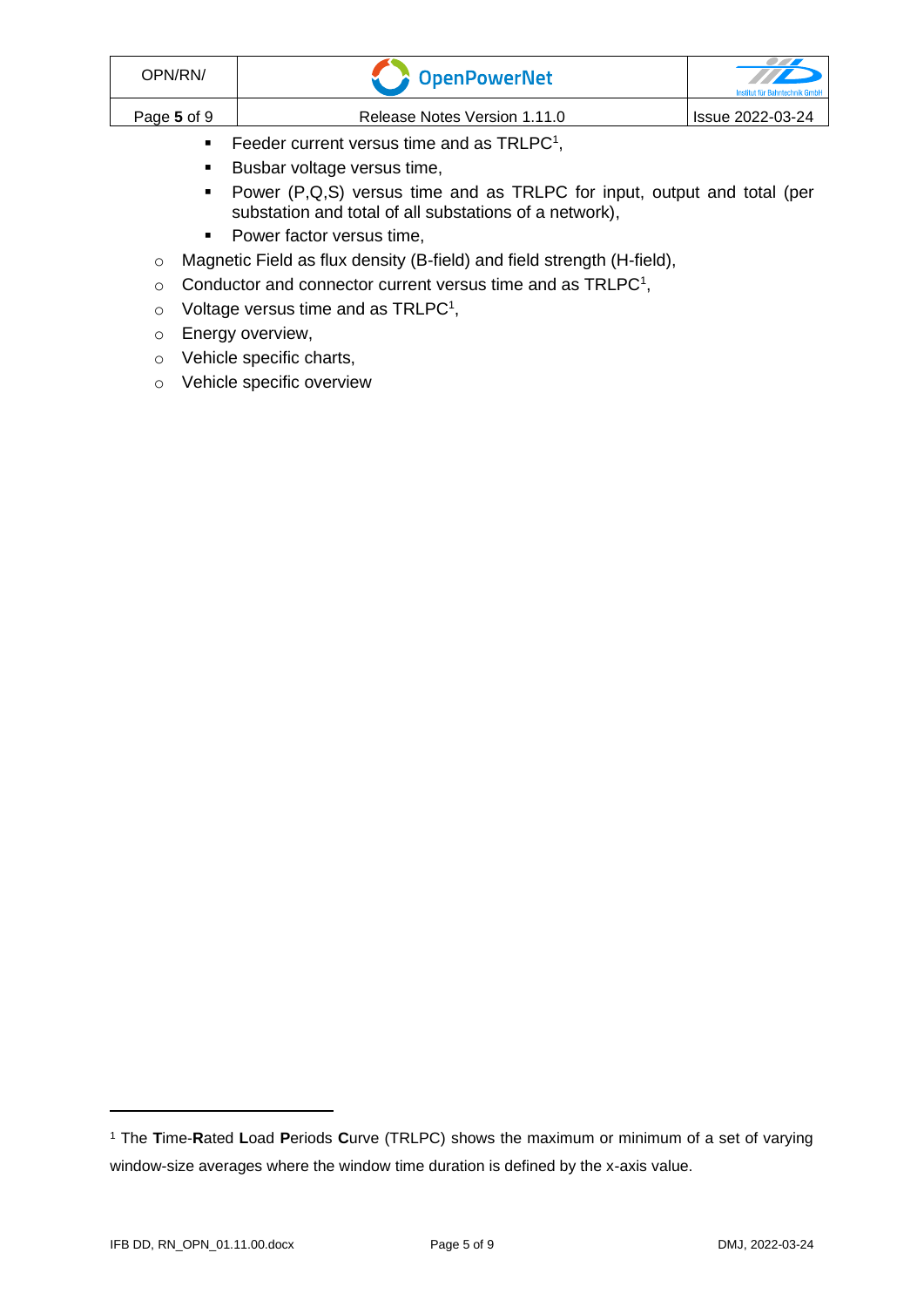- Feeder current versus time and as TRLPC[1],
    - Busbar voltage versus time,
    - Power (P,Q,S) versus time and as TRLPC for input, output and total (per substation and total of all substations of a network),
    - Power factor versus time,
  - Magnetic Field as flux density (B-field) and field strength (H-field),
  - Conductor and connector current versus time and as TRLPC[1],
  - Voltage versus time and as TRLPC[1],
  - Energy overview,
  - Vehicle specific charts,
  - Vehicle specific overview

---

[1] The **T**ime-**R**ated **L**oad **P**eriods **C**urve (TRLPC) shows the maximum or minimum of a set of varying window-size averages where the window time duration is defined by the x-axis value.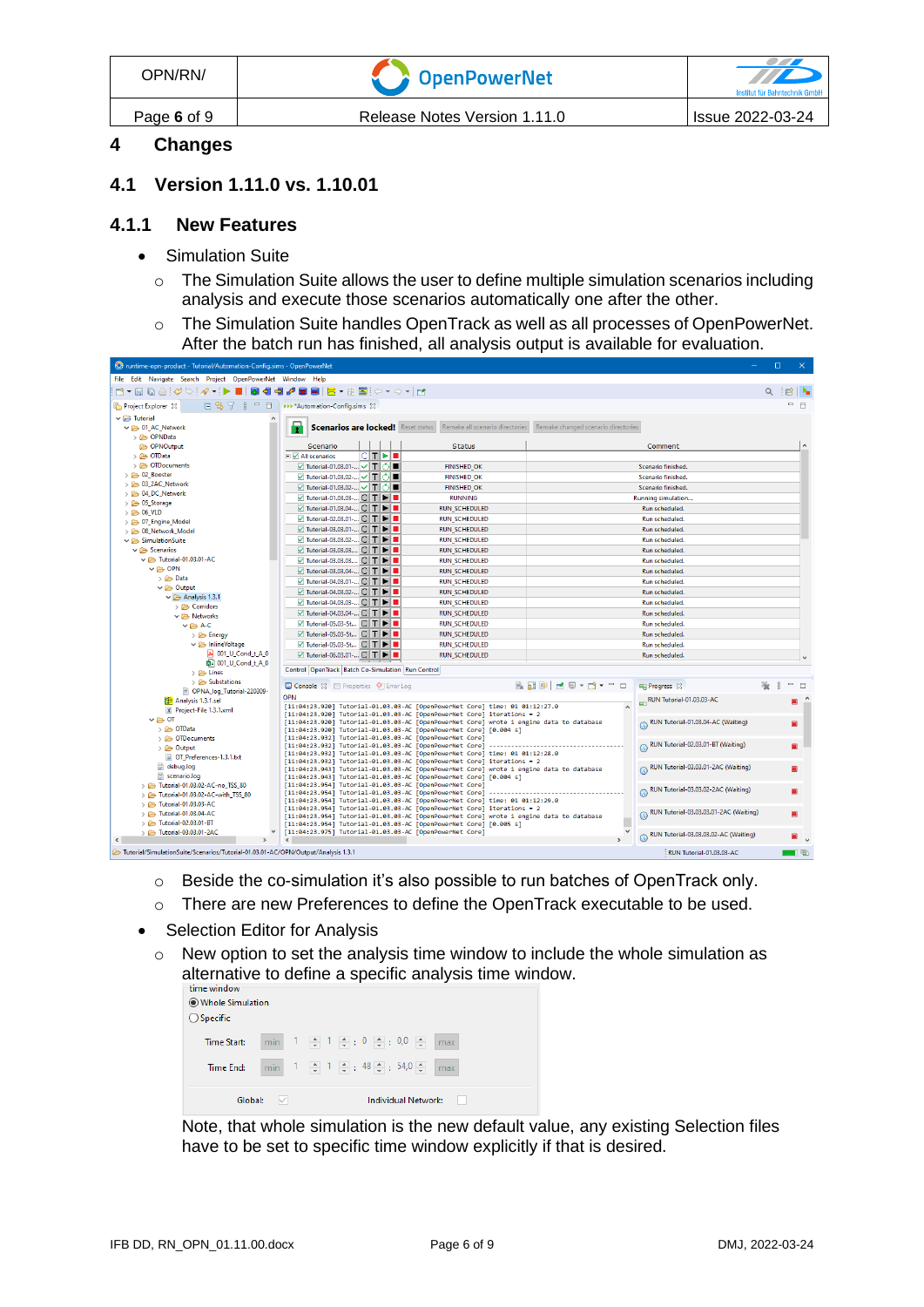# 4 Changes

## 4.1 Version 1.11.0 vs. 1.10.01

### 4.1.1 New Features

- Simulation Suite
  - The Simulation Suite allows the user to define multiple simulation scenarios including analysis and execute those scenarios automatically one after the other.
  - The Simulation Suite handles OpenTrack as well as all processes of OpenPowerNet. After the batch run has finished, all analysis output is available for evaluation.
  - Beside the co-simulation it's also possible to run batches of OpenTrack only.
  - There are new Preferences to define the OpenTrack executable to be used.
- Selection Editor for Analysis
  - New option to set the analysis time window to include the whole simulation as alternative to define a specific analysis time window.

    Note, that whole simulation is the new default value, any existing Selection files have to be set to specific time window explicitly if that is desired.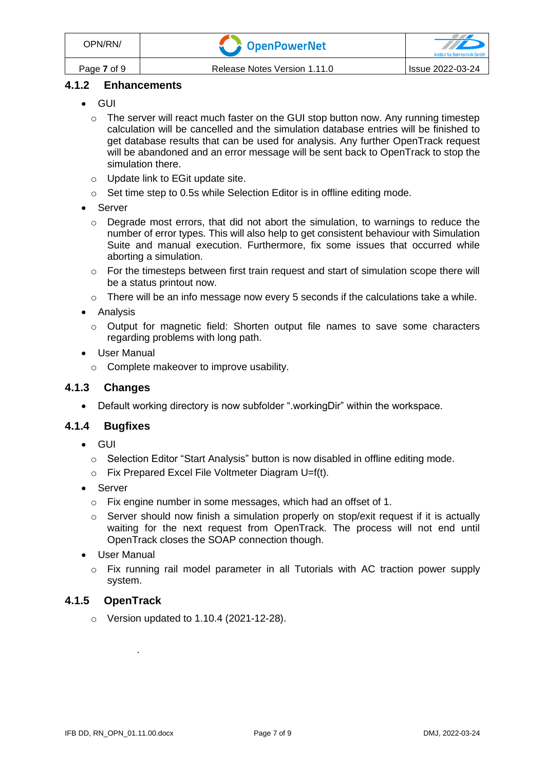### 4.1.2 Enhancements

- GUI
  - The server will react much faster on the GUI stop button now. Any running timestep calculation will be cancelled and the simulation database entries will be finished to get database results that can be used for analysis. Any further OpenTrack request will be abandoned and an error message will be sent back to OpenTrack to stop the simulation there.
  - Update link to EGit update site.
  - Set time step to 0.5s while Selection Editor is in offline editing mode.
- Server
  - Degrade most errors, that did not abort the simulation, to warnings to reduce the number of error types. This will also help to get consistent behaviour with Simulation Suite and manual execution. Furthermore, fix some issues that occurred while aborting a simulation.
  - For the timesteps between first train request and start of simulation scope there will be a status printout now.
  - There will be an info message now every 5 seconds if the calculations take a while.
- Analysis
  - Output for magnetic field: Shorten output file names to save some characters regarding problems with long path.
- User Manual
  - Complete makeover to improve usability.

### 4.1.3 Changes

- Default working directory is now subfolder ".workingDir" within the workspace.

### 4.1.4 Bugfixes

- GUI
  - Selection Editor "Start Analysis" button is now disabled in offline editing mode.
  - Fix Prepared Excel File Voltmeter Diagram U=f(t).
- Server
  - Fix engine number in some messages, which had an offset of 1.
  - Server should now finish a simulation properly on stop/exit request if it is actually waiting for the next request from OpenTrack. The process will not end until OpenTrack closes the SOAP connection though.
- User Manual
  - Fix running rail model parameter in all Tutorials with AC traction power supply system.

### 4.1.5 OpenTrack

- Version updated to 1.10.4 (2021-12-28).

.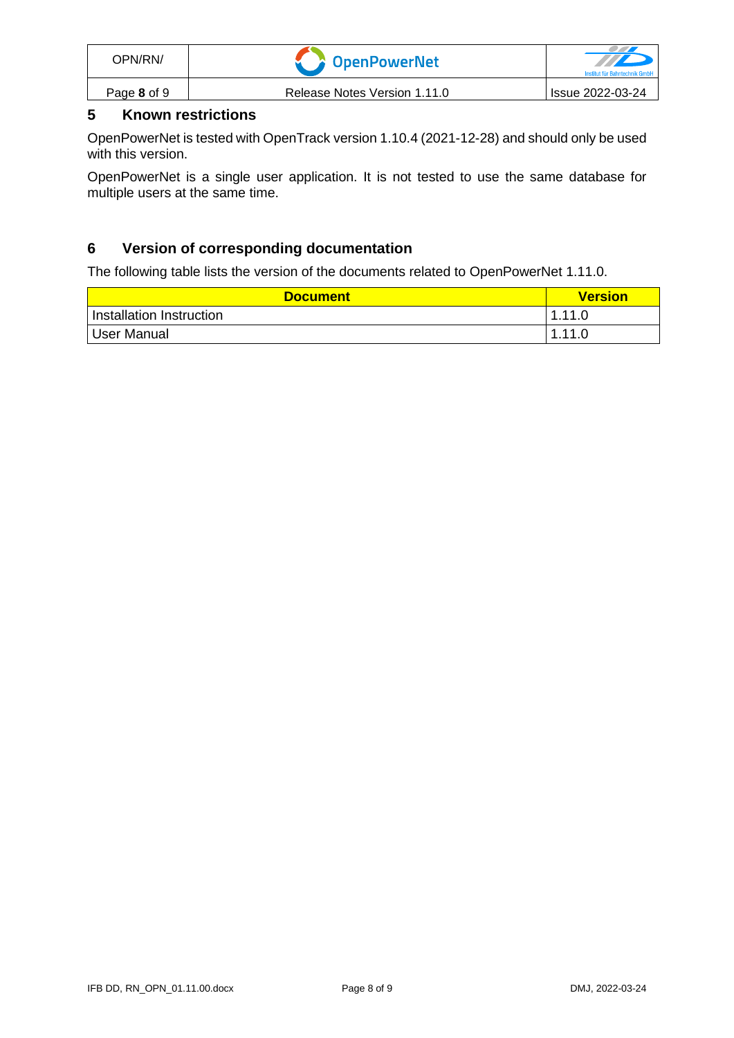## 5 Known restrictions

OpenPowerNet is tested with OpenTrack version 1.10.4 (2021-12-28) and should only be used with this version.

OpenPowerNet is a single user application. It is not tested to use the same database for multiple users at the same time.

## 6 Version of corresponding documentation

The following table lists the version of the documents related to OpenPowerNet 1.11.0.

| Document | Version |
|---|---|
| Installation Instruction | 1.11.0 |
| User Manual | 1.11.0 |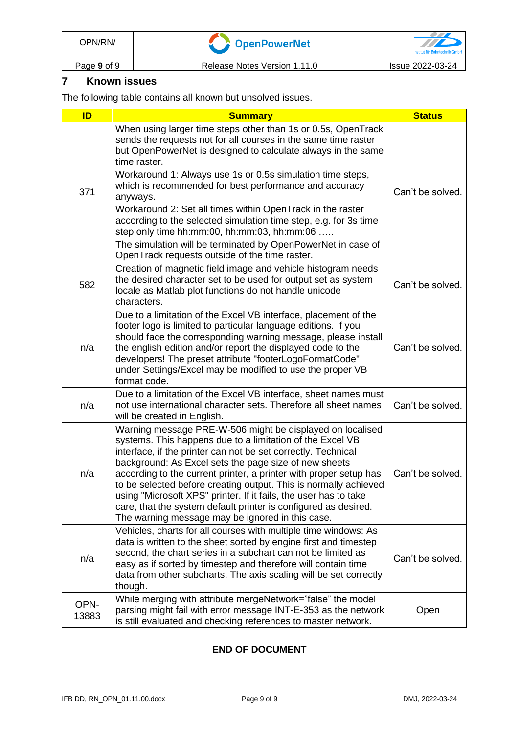## 7 Known issues

The following table contains all known but unsolved issues.

| ID | Summary | Status |
|---|---|---|
| 371 | When using larger time steps other than 1s or 0.5s, OpenTrack sends the requests not for all courses in the same time raster but OpenPowerNet is designed to calculate always in the same time raster.<br>Workaround 1: Always use 1s or 0.5s simulation time steps, which is recommended for best performance and accuracy anyways.<br>Workaround 2: Set all times within OpenTrack in the raster according to the selected simulation time step, e.g. for 3s time step only time hh:mm:00, hh:mm:03, hh:mm:06 …..<br>The simulation will be terminated by OpenPowerNet in case of OpenTrack requests outside of the time raster. | Can't be solved. |
| 582 | Creation of magnetic field image and vehicle histogram needs the desired character set to be used for output set as system locale as Matlab plot functions do not handle unicode characters. | Can't be solved. |
| n/a | Due to a limitation of the Excel VB interface, placement of the footer logo is limited to particular language editions. If you should face the corresponding warning message, please install the english edition and/or report the displayed code to the developers! The preset attribute "footerLogoFormatCode" under Settings/Excel may be modified to use the proper VB format code. | Can't be solved. |
| n/a | Due to a limitation of the Excel VB interface, sheet names must not use international character sets. Therefore all sheet names will be created in English. | Can't be solved. |
| n/a | Warning message PRE-W-506 might be displayed on localised systems. This happens due to a limitation of the Excel VB interface, if the printer can not be set correctly. Technical background: As Excel sets the page size of new sheets according to the current printer, a printer with proper setup has to be selected before creating output. This is normally achieved using "Microsoft XPS" printer. If it fails, the user has to take care, that the system default printer is configured as desired. The warning message may be ignored in this case. | Can't be solved. |
| n/a | Vehicles, charts for all courses with multiple time windows: As data is written to the sheet sorted by engine first and timestep second, the chart series in a subchart can not be limited as easy as if sorted by timestep and therefore will contain time data from other subcharts. The axis scaling will be set correctly though. | Can't be solved. |
| OPN-13883 | While merging with attribute mergeNetwork="false" the model parsing might fail with error message INT-E-353 as the network is still evaluated and checking references to master network. | Open |

**END OF DOCUMENT**